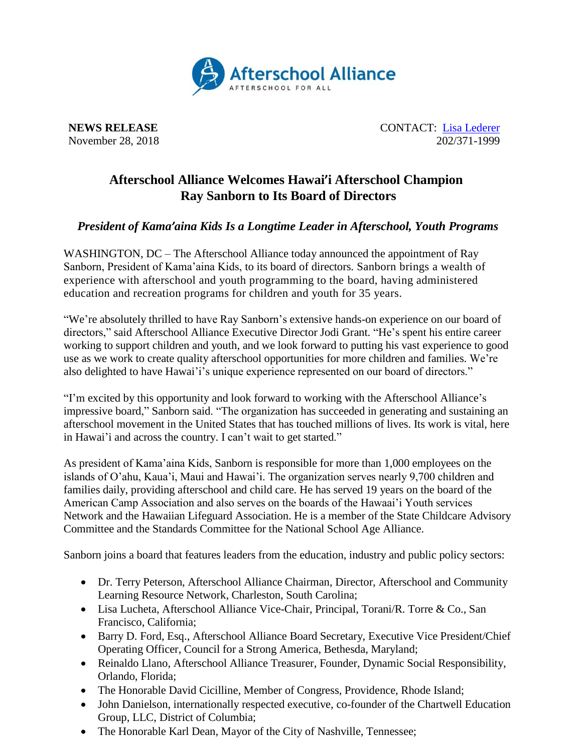Afterschool Alliance
AFTERSCHOOL FOR ALL

**NEWS RELEASE**
November 28, 2018

CONTACT: [Lisa Lederer](#)
202/371-1999

# Afterschool Alliance Welcomes Hawai'i Afterschool Champion Ray Sanborn to Its Board of Directors

## *President of Kama'aina Kids Is a Longtime Leader in Afterschool, Youth Programs*

WASHINGTON, DC – The Afterschool Alliance today announced the appointment of Ray Sanborn, President of Kama'aina Kids, to its board of directors. Sanborn brings a wealth of experience with afterschool and youth programming to the board, having administered education and recreation programs for children and youth for 35 years.

"We're absolutely thrilled to have Ray Sanborn's extensive hands-on experience on our board of directors," said Afterschool Alliance Executive Director Jodi Grant. "He's spent his entire career working to support children and youth, and we look forward to putting his vast experience to good use as we work to create quality afterschool opportunities for more children and families. We're also delighted to have Hawai'i's unique experience represented on our board of directors."

"I'm excited by this opportunity and look forward to working with the Afterschool Alliance's impressive board," Sanborn said. "The organization has succeeded in generating and sustaining an afterschool movement in the United States that has touched millions of lives. Its work is vital, here in Hawai'i and across the country. I can't wait to get started."

As president of Kama'aina Kids, Sanborn is responsible for more than 1,000 employees on the islands of O'ahu, Kaua'i, Maui and Hawai'i. The organization serves nearly 9,700 children and families daily, providing afterschool and child care. He has served 19 years on the board of the American Camp Association and also serves on the boards of the Hawaai'i Youth services Network and the Hawaiian Lifeguard Association. He is a member of the State Childcare Advisory Committee and the Standards Committee for the National School Age Alliance.

Sanborn joins a board that features leaders from the education, industry and public policy sectors:

- Dr. Terry Peterson, Afterschool Alliance Chairman, Director, Afterschool and Community Learning Resource Network, Charleston, South Carolina;
- Lisa Lucheta, Afterschool Alliance Vice-Chair, Principal, Torani/R. Torre & Co., San Francisco, California;
- Barry D. Ford, Esq., Afterschool Alliance Board Secretary, Executive Vice President/Chief Operating Officer, Council for a Strong America, Bethesda, Maryland;
- Reinaldo Llano, Afterschool Alliance Treasurer, Founder, Dynamic Social Responsibility, Orlando, Florida;
- The Honorable David Cicilline, Member of Congress, Providence, Rhode Island;
- John Danielson, internationally respected executive, co-founder of the Chartwell Education Group, LLC, District of Columbia;
- The Honorable Karl Dean, Mayor of the City of Nashville, Tennessee;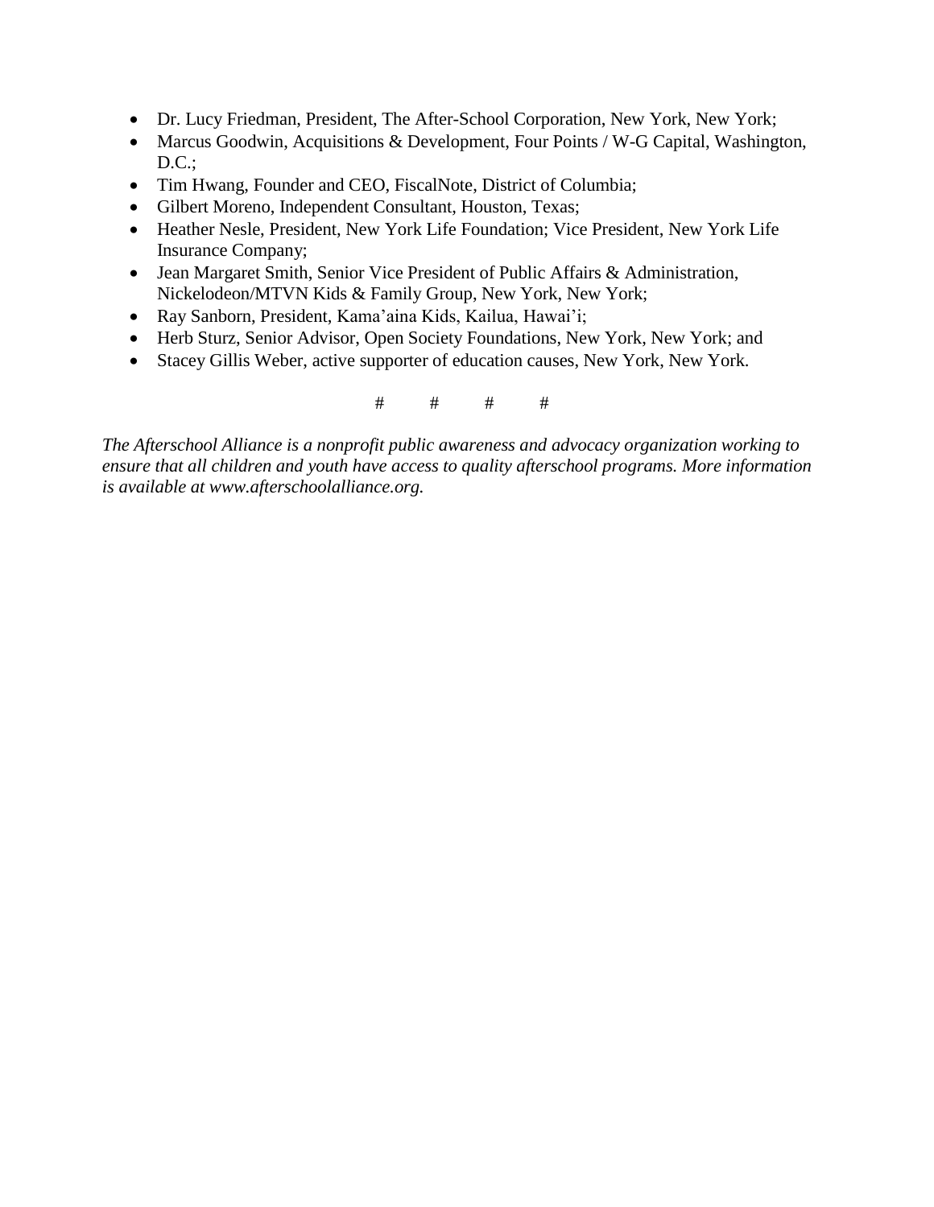- Dr. Lucy Friedman, President, The After-School Corporation, New York, New York;
- Marcus Goodwin, Acquisitions & Development, Four Points / W-G Capital, Washington, D.C.;
- Tim Hwang, Founder and CEO, FiscalNote, District of Columbia;
- Gilbert Moreno, Independent Consultant, Houston, Texas;
- Heather Nesle, President, New York Life Foundation; Vice President, New York Life Insurance Company;
- Jean Margaret Smith, Senior Vice President of Public Affairs & Administration, Nickelodeon/MTVN Kids & Family Group, New York, New York;
- Ray Sanborn, President, Kama'aina Kids, Kailua, Hawai'i;
- Herb Sturz, Senior Advisor, Open Society Foundations, New York, New York; and
- Stacey Gillis Weber, active supporter of education causes, New York, New York.

# # # #

*The Afterschool Alliance is a nonprofit public awareness and advocacy organization working to ensure that all children and youth have access to quality afterschool programs. More information is available at www.afterschoolalliance.org.*